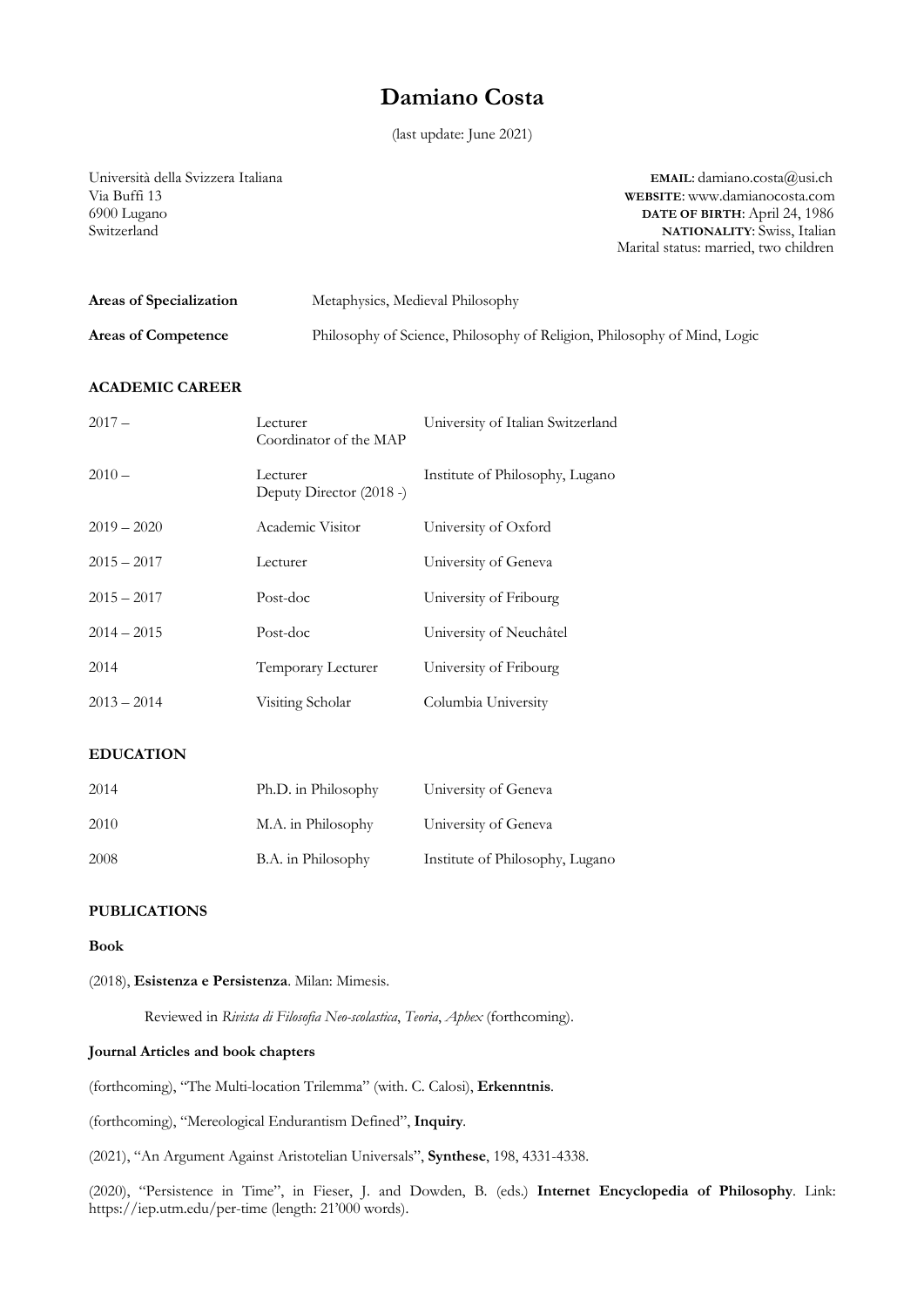# Damiano Costa

(last update: June 2021)

Università della Svizzera Italiana
Via Buffi 13
6900 Lugano
Switzerland

**EMAIL**: damiano.costa@usi.ch
**WEBSITE**: www.damianocosta.com
**DATE OF BIRTH**: April 24, 1986
**NATIONALITY**: Swiss, Italian
Marital status: married, two children

| | |
|---|---|
| **Areas of Specialization** | Metaphysics, Medieval Philosophy |
| **Areas of Competence** | Philosophy of Science, Philosophy of Religion, Philosophy of Mind, Logic |

## ACADEMIC CAREER

| | | |
|---|---|---|
| 2017 – | Lecturer<br>Coordinator of the MAP | University of Italian Switzerland |
| 2010 – | Lecturer<br>Deputy Director (2018 -) | Institute of Philosophy, Lugano |
| 2019 – 2020 | Academic Visitor | University of Oxford |
| 2015 – 2017 | Lecturer | University of Geneva |
| 2015 – 2017 | Post-doc | University of Fribourg |
| 2014 – 2015 | Post-doc | University of Neuchâtel |
| 2014 | Temporary Lecturer | University of Fribourg |
| 2013 – 2014 | Visiting Scholar | Columbia University |

## EDUCATION

| | | |
|---|---|---|
| 2014 | Ph.D. in Philosophy | University of Geneva |
| 2010 | M.A. in Philosophy | University of Geneva |
| 2008 | B.A. in Philosophy | Institute of Philosophy, Lugano |

## PUBLICATIONS

### Book

(2018), **Esistenza e Persistenza**. Milan: Mimesis.

Reviewed in *Rivista di Filosofia Neo-scolastica*, *Teoria*, *Aphex* (forthcoming).

### Journal Articles and book chapters

(forthcoming), "The Multi-location Trilemma" (with. C. Calosi), **Erkenntnis**.

(forthcoming), "Mereological Endurantism Defined", **Inquiry**.

(2021), "An Argument Against Aristotelian Universals", **Synthese**, 198, 4331-4338.

(2020), "Persistence in Time", in Fieser, J. and Dowden, B. (eds.) **Internet Encyclopedia of Philosophy**. Link: https://iep.utm.edu/per-time (length: 21'000 words).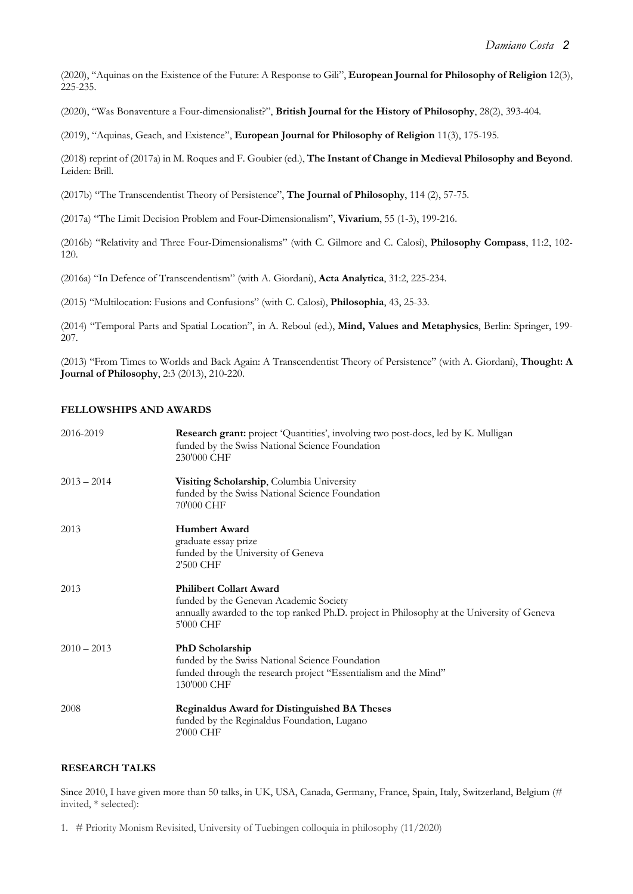(2020), "Aquinas on the Existence of the Future: A Response to Gili", **European Journal for Philosophy of Religion** 12(3), 225-235.

(2020), "Was Bonaventure a Four-dimensionalist?", **British Journal for the History of Philosophy**, 28(2), 393-404.

(2019), "Aquinas, Geach, and Existence", **European Journal for Philosophy of Religion** 11(3), 175-195.

(2018) reprint of (2017a) in M. Roques and F. Goubier (ed.), **The Instant of Change in Medieval Philosophy and Beyond**. Leiden: Brill.

(2017b) "The Transcendentist Theory of Persistence", **The Journal of Philosophy**, 114 (2), 57-75.

(2017a) "The Limit Decision Problem and Four-Dimensionalism", **Vivarium**, 55 (1-3), 199-216.

(2016b) "Relativity and Three Four-Dimensionalisms" (with C. Gilmore and C. Calosi), **Philosophy Compass**, 11:2, 102-120.

(2016a) "In Defence of Transcendentism" (with A. Giordani), **Acta Analytica**, 31:2, 225-234.

(2015) "Multilocation: Fusions and Confusions" (with C. Calosi), **Philosophia**, 43, 25-33.

(2014) "Temporal Parts and Spatial Location", in A. Reboul (ed.), **Mind, Values and Metaphysics**, Berlin: Springer, 199-207.

(2013) "From Times to Worlds and Back Again: A Transcendentist Theory of Persistence" (with A. Giordani), **Thought: A Journal of Philosophy**, 2:3 (2013), 210-220.

## FELLOWSHIPS AND AWARDS

| | |
|---|---|
| 2016-2019 | **Research grant:** project 'Quantities', involving two post-docs, led by K. Mulligan<br>funded by the Swiss National Science Foundation<br>230'000 CHF |
| 2013 – 2014 | **Visiting Scholarship**, Columbia University<br>funded by the Swiss National Science Foundation<br>70'000 CHF |
| 2013 | **Humbert Award**<br>graduate essay prize<br>funded by the University of Geneva<br>2'500 CHF |
| 2013 | **Philibert Collart Award**<br>funded by the Genevan Academic Society<br>annually awarded to the top ranked Ph.D. project in Philosophy at the University of Geneva<br>5'000 CHF |
| 2010 – 2013 | **PhD Scholarship**<br>funded by the Swiss National Science Foundation<br>funded through the research project "Essentialism and the Mind"<br>130'000 CHF |
| 2008 | **Reginaldus Award for Distinguished BA Theses**<br>funded by the Reginaldus Foundation, Lugano<br>2'000 CHF |

## RESEARCH TALKS

Since 2010, I have given more than 50 talks, in UK, USA, Canada, Germany, France, Spain, Italy, Switzerland, Belgium (# invited, * selected):

1. # Priority Monism Revisited, University of Tuebingen colloquia in philosophy (11/2020)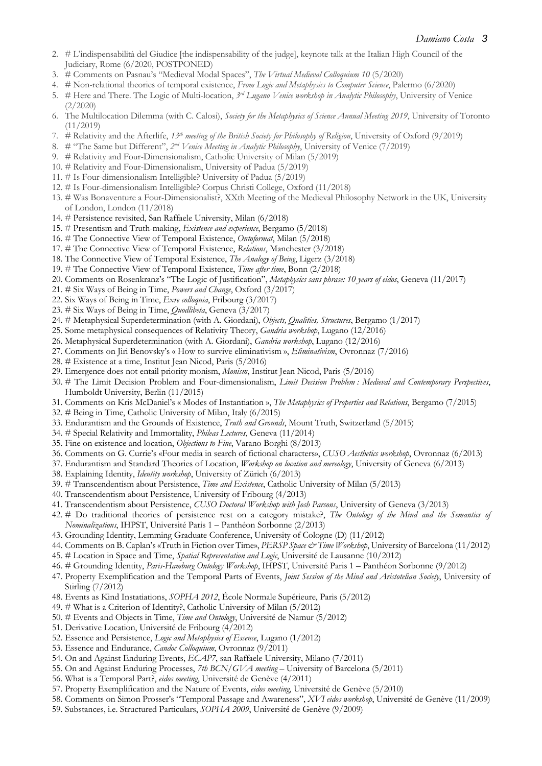2. # L'indispensabilità del Giudice [the indispensability of the judge], keynote talk at the Italian High Council of the Judiciary, Rome (6/2020, POSTPONED)
3. # Comments on Pasnau's "Medieval Modal Spaces", *The Virtual Medieval Colloquium 10* (5/2020)
4. # Non-relational theories of temporal existence, *From Logic and Metaphysics to Computer Science*, Palermo (6/2020)
5. # Here and There. The Logic of Multi-location, *3rd Lugano Venice workshop in Analytic Philosophy*, University of Venice (2/2020)
6. The Multilocation Dilemma (with C. Calosi), *Society for the Metaphysics of Science Annual Meeting 2019*, University of Toronto (11/2019)
7. # Relativity and the Afterlife, *13th meeting of the British Society for Philosophy of Religion*, University of Oxford (9/2019)
8. # "The Same but Different", *2nd Venice Meeting in Analytic Philosophy*, University of Venice (7/2019)
9. # Relativity and Four-Dimensionalism, Catholic University of Milan (5/2019)
10. # Relativity and Four-Dimensionalism, University of Padua (5/2019)
11. # Is Four-dimensionalism Intelligible? University of Padua (5/2019)
12. # Is Four-dimensionalism Intelligible? Corpus Christi College, Oxford (11/2018)
13. # Was Bonaventure a Four-Dimensionalist?, XXth Meeting of the Medieval Philosophy Network in the UK, University of London, London (11/2018)
14. # Persistence revisited, San Raffaele University, Milan (6/2018)
15. # Presentism and Truth-making, *Existence and experience*, Bergamo (5/2018)
16. # The Connective View of Temporal Existence, *Ontoformat*, Milan (5/2018)
17. # The Connective View of Temporal Existence, *Relations*, Manchester (3/2018)
18. The Connective View of Temporal Existence, *The Analogy of Being*, Ligerz (3/2018)
19. # The Connective View of Temporal Existence, *Time after time*, Bonn (2/2018)
20. Comments on Rosenkranz's "The Logic of Justification", *Metaphysics sans phrase: 10 years of eidos*, Geneva (11/2017)
21. # Six Ways of Being in Time, *Powers and Change*, Oxford (3/2017)
22. Six Ways of Being in Time, *Exre colloquia*, Fribourg (3/2017)
23. # Six Ways of Being in Time, *Quodlibeta*, Geneva (3/2017)
24. # Metaphysical Superdetermination (with A. Giordani), *Objects, Qualities, Structures*, Bergamo (1/2017)
25. Some metaphysical consequences of Relativity Theory, *Gandria workshop*, Lugano (12/2016)
26. Metaphysical Superdetermination (with A. Giordani), *Gandria workshop*, Lugano (12/2016)
27. Comments on Jiri Benovsky's « How to survive eliminativism », *Eliminativism*, Ovronnaz (7/2016)
28. # Existence at a time, Institut Jean Nicod, Paris (5/2016)
29. Emergence does not entail priority monism, *Monism*, Institut Jean Nicod, Paris (5/2016)
30. # The Limit Decision Problem and Four-dimensionalism, *Limit Decision Problem : Medieval and Contemporary Perspectives*, Humboldt University, Berlin (11/2015)
31. Comments on Kris McDaniel's « Modes of Instantiation », *The Metaphysics of Properties and Relations*, Bergamo (7/2015)
32. # Being in Time, Catholic University of Milan, Italy (6/2015)
33. Endurantism and the Grounds of Existence, *Truth and Grounds*, Mount Truth, Switzerland (5/2015)
34. # Special Relativity and Immortality, *Phileas Lectures*, Geneva (11/2014)
35. Fine on existence and location, *Objections to Fine*, Varano Borghi (8/2013)
36. Comments on G. Currie's «Four media in search of fictional characters», *CUSO Aesthetics workshop*, Ovronnaz (6/2013)
37. Endurantism and Standard Theories of Location, *Workshop on location and mereology*, University of Geneva (6/2013)
38. Explaining Identity, *Identity workshop*, University of Zürich (6/2013)
39. # Transcendentism about Persistence, *Time and Existence*, Catholic University of Milan (5/2013)
40. Transcendentism about Persistence, University of Fribourg (4/2013)
41. Transcendentism about Persistence, *CUSO Doctoral Workshop with Josh Parsons*, University of Geneva (3/2013)
42. # Do traditional theories of persistence rest on a category mistake?, *The Ontology of the Mind and the Semantics of Nominalizations*, IHPST, Université Paris 1 – Panthéon Sorbonne (2/2013)
43. Grounding Identity, Lemming Graduate Conference, University of Cologne (D) (11/2012)
44. Comments on B. Caplan's «Truth in Fiction over Time», *PERSP Space & Time Workshop*, University of Barcelona (11/2012)
45. # Location in Space and Time, *Spatial Representation and Logic*, Université de Lausanne (10/2012)
46. # Grounding Identity, *Paris-Hamburg Ontology Workshop*, IHPST, Université Paris 1 – Panthéon Sorbonne (9/2012)
47. Property Exemplification and the Temporal Parts of Events, *Joint Session of the Mind and Aristotelian Society*, University of Stirling (7/2012)
48. Events as Kind Instatiations, *SOPHA 2012*, École Normale Supérieure, Paris (5/2012)
49. # What is a Criterion of Identity?, Catholic University of Milan (5/2012)
50. # Events and Objects in Time, *Time and Ontology*, Université de Namur (5/2012)
51. Derivative Location, Université de Fribourg (4/2012)
52. Essence and Persistence, *Logic and Metaphysics of Essence*, Lugano (1/2012)
53. Essence and Endurance, *Candoc Colloquium*, Ovronnaz (9/2011)
54. On and Against Enduring Events, *ECAP7*, san Raffaele University, Milano (7/2011)
55. On and Against Enduring Processes, *7th BCN/GVA meeting* – University of Barcelona (5/2011)
56. What is a Temporal Part?, *eidos meeting*, Université de Genève (4/2011)
57. Property Exemplification and the Nature of Events, *eidos meeting*, Université de Genève (5/2010)
58. Comments on Simon Prosser's "Temporal Passage and Awareness", *XVI eidos workshop*, Université de Genève (11/2009)
59. Substances, i.e. Structured Particulars, *SOPHA 2009*, Université de Genève (9/2009)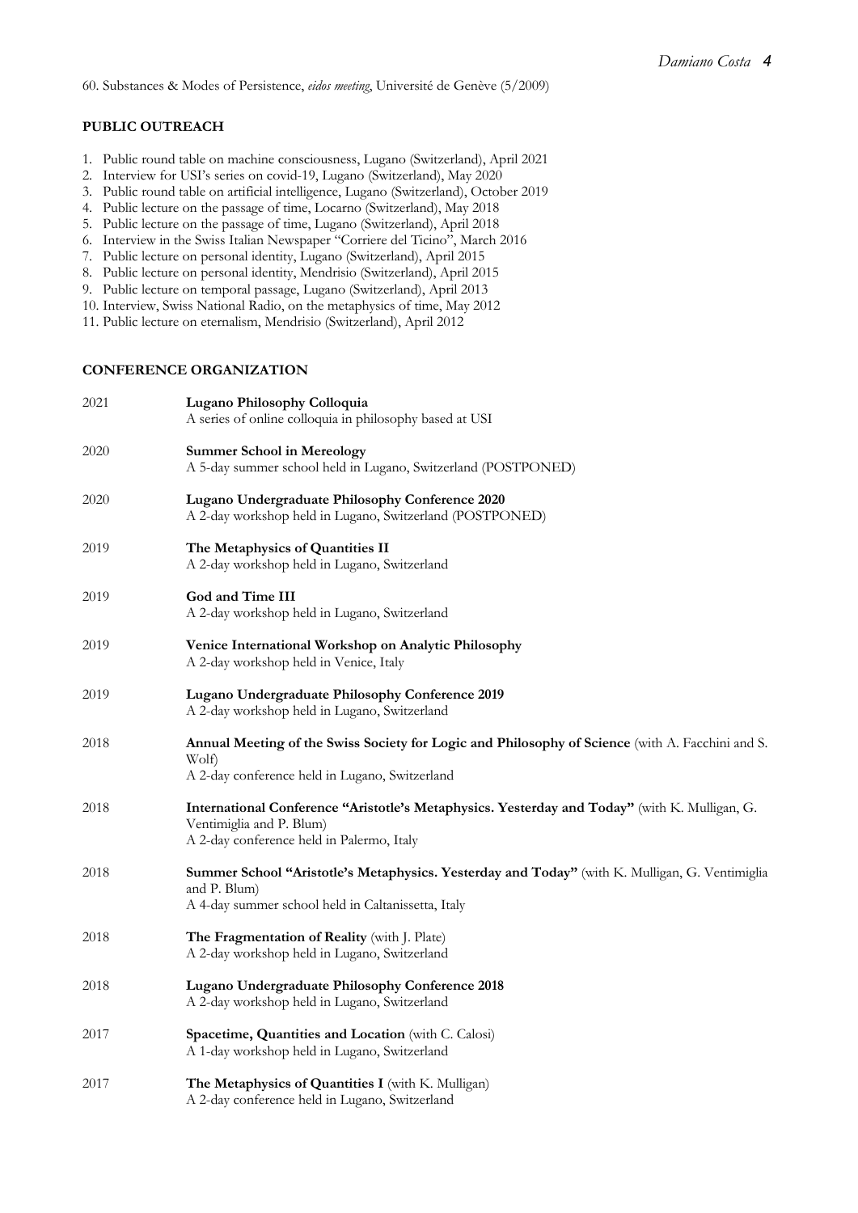60. Substances & Modes of Persistence, *eidos meeting*, Université de Genève (5/2009)

**PUBLIC OUTREACH**

1. Public round table on machine consciousness, Lugano (Switzerland), April 2021
2. Interview for USI's series on covid-19, Lugano (Switzerland), May 2020
3. Public round table on artificial intelligence, Lugano (Switzerland), October 2019
4. Public lecture on the passage of time, Locarno (Switzerland), May 2018
5. Public lecture on the passage of time, Lugano (Switzerland), April 2018
6. Interview in the Swiss Italian Newspaper "Corriere del Ticino", March 2016
7. Public lecture on personal identity, Lugano (Switzerland), April 2015
8. Public lecture on personal identity, Mendrisio (Switzerland), April 2015
9. Public lecture on temporal passage, Lugano (Switzerland), April 2013
10. Interview, Swiss National Radio, on the metaphysics of time, May 2012
11. Public lecture on eternalism, Mendrisio (Switzerland), April 2012

**CONFERENCE ORGANIZATION**

2021 **Lugano Philosophy Colloquia**
A series of online colloquia in philosophy based at USI

2020 **Summer School in Mereology**
A 5-day summer school held in Lugano, Switzerland (POSTPONED)

2020 **Lugano Undergraduate Philosophy Conference 2020**
A 2-day workshop held in Lugano, Switzerland (POSTPONED)

2019 **The Metaphysics of Quantities II**
A 2-day workshop held in Lugano, Switzerland

2019 **God and Time III**
A 2-day workshop held in Lugano, Switzerland

2019 **Venice International Workshop on Analytic Philosophy**
A 2-day workshop held in Venice, Italy

2019 **Lugano Undergraduate Philosophy Conference 2019**
A 2-day workshop held in Lugano, Switzerland

2018 **Annual Meeting of the Swiss Society for Logic and Philosophy of Science** (with A. Facchini and S. Wolf)
A 2-day conference held in Lugano, Switzerland

2018 **International Conference "Aristotle's Metaphysics. Yesterday and Today"** (with K. Mulligan, G. Ventimiglia and P. Blum)
A 2-day conference held in Palermo, Italy

2018 **Summer School "Aristotle's Metaphysics. Yesterday and Today"** (with K. Mulligan, G. Ventimiglia and P. Blum)
A 4-day summer school held in Caltanissetta, Italy

2018 **The Fragmentation of Reality** (with J. Plate)
A 2-day workshop held in Lugano, Switzerland

2018 **Lugano Undergraduate Philosophy Conference 2018**
A 2-day workshop held in Lugano, Switzerland

2017 **Spacetime, Quantities and Location** (with C. Calosi)
A 1-day workshop held in Lugano, Switzerland

2017 **The Metaphysics of Quantities I** (with K. Mulligan)
A 2-day conference held in Lugano, Switzerland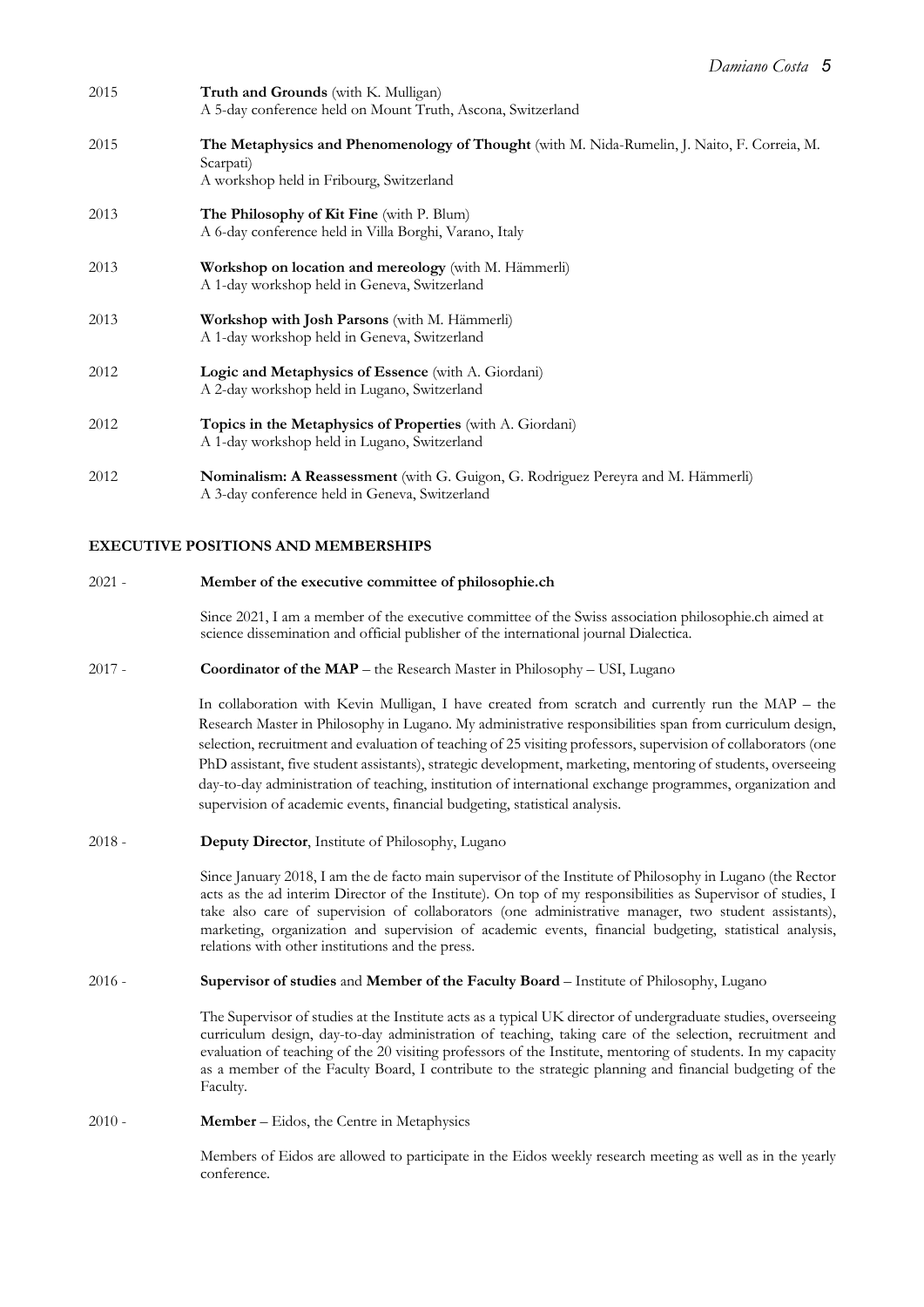2015 **Truth and Grounds** (with K. Mulligan)
A 5-day conference held on Mount Truth, Ascona, Switzerland

2015 **The Metaphysics and Phenomenology of Thought** (with M. Nida-Rumelin, J. Naito, F. Correia, M. Scarpati)
A workshop held in Fribourg, Switzerland

2013 **The Philosophy of Kit Fine** (with P. Blum)
A 6-day conference held in Villa Borghi, Varano, Italy

2013 **Workshop on location and mereology** (with M. Hämmerli)
A 1-day workshop held in Geneva, Switzerland

2013 **Workshop with Josh Parsons** (with M. Hämmerli)
A 1-day workshop held in Geneva, Switzerland

2012 **Logic and Metaphysics of Essence** (with A. Giordani)
A 2-day workshop held in Lugano, Switzerland

2012 **Topics in the Metaphysics of Properties** (with A. Giordani)
A 1-day workshop held in Lugano, Switzerland

2012 **Nominalism: A Reassessment** (with G. Guigon, G. Rodriguez Pereyra and M. Hämmerli)
A 3-day conference held in Geneva, Switzerland

## EXECUTIVE POSITIONS AND MEMBERSHIPS

2021 - **Member of the executive committee of philosophie.ch**

Since 2021, I am a member of the executive committee of the Swiss association philosophie.ch aimed at science dissemination and official publisher of the international journal Dialectica.

2017 - **Coordinator of the MAP** – the Research Master in Philosophy – USI, Lugano

In collaboration with Kevin Mulligan, I have created from scratch and currently run the MAP – the Research Master in Philosophy in Lugano. My administrative responsibilities span from curriculum design, selection, recruitment and evaluation of teaching of 25 visiting professors, supervision of collaborators (one PhD assistant, five student assistants), strategic development, marketing, mentoring of students, overseeing day-to-day administration of teaching, institution of international exchange programmes, organization and supervision of academic events, financial budgeting, statistical analysis.

2018 - **Deputy Director**, Institute of Philosophy, Lugano

Since January 2018, I am the de facto main supervisor of the Institute of Philosophy in Lugano (the Rector acts as the ad interim Director of the Institute). On top of my responsibilities as Supervisor of studies, I take also care of supervision of collaborators (one administrative manager, two student assistants), marketing, organization and supervision of academic events, financial budgeting, statistical analysis, relations with other institutions and the press.

2016 - **Supervisor of studies** and **Member of the Faculty Board** – Institute of Philosophy, Lugano

The Supervisor of studies at the Institute acts as a typical UK director of undergraduate studies, overseeing curriculum design, day-to-day administration of teaching, taking care of the selection, recruitment and evaluation of teaching of the 20 visiting professors of the Institute, mentoring of students. In my capacity as a member of the Faculty Board, I contribute to the strategic planning and financial budgeting of the Faculty.

2010 - **Member** – Eidos, the Centre in Metaphysics

Members of Eidos are allowed to participate in the Eidos weekly research meeting as well as in the yearly conference.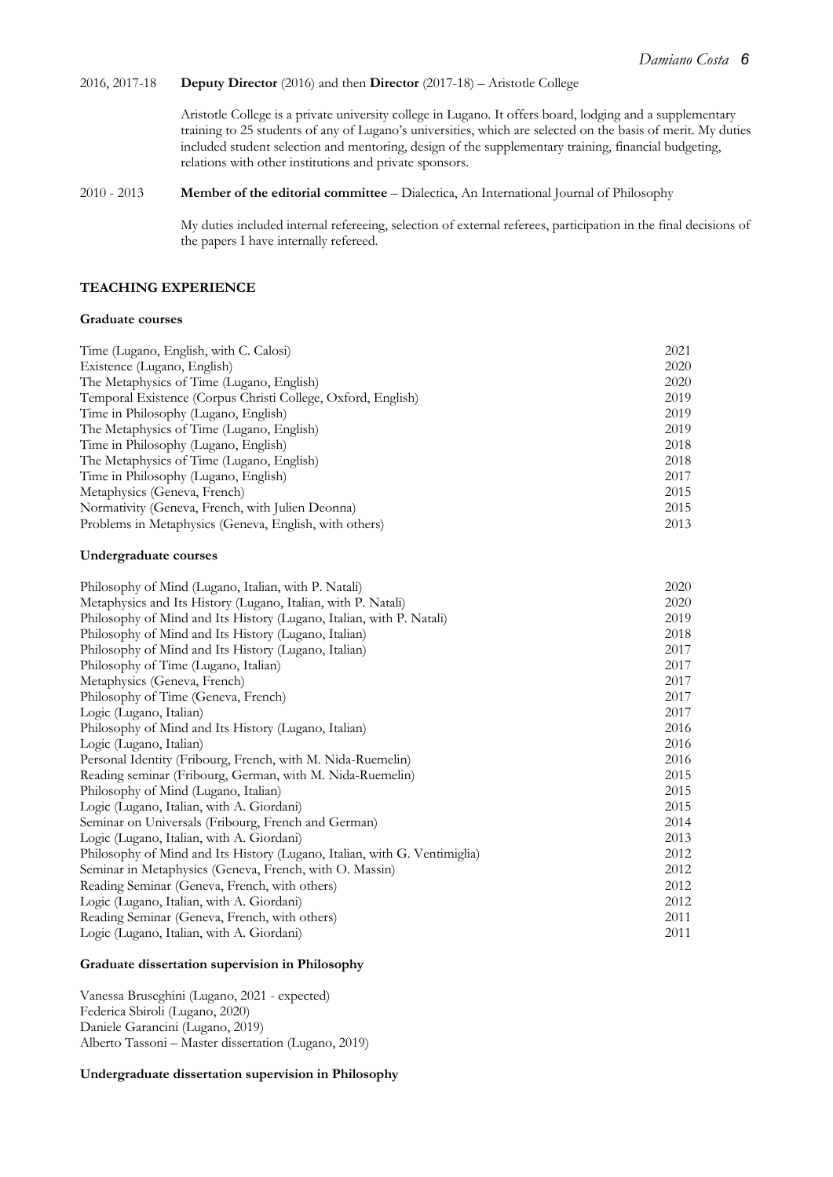2016, 2017-18 **Deputy Director** (2016) and then **Director** (2017-18) – Aristotle College

Aristotle College is a private university college in Lugano. It offers board, lodging and a supplementary training to 25 students of any of Lugano's universities, which are selected on the basis of merit. My duties included student selection and mentoring, design of the supplementary training, financial budgeting, relations with other institutions and private sponsors.

2010 - 2013 **Member of the editorial committee** – Dialectica, An International Journal of Philosophy

My duties included internal refereeing, selection of external referees, participation in the final decisions of the papers I have internally refereed.

## TEACHING EXPERIENCE

### Graduate courses

| | |
|---|---|
| Time (Lugano, English, with C. Calosi) | 2021 |
| Existence (Lugano, English) | 2020 |
| The Metaphysics of Time (Lugano, English) | 2020 |
| Temporal Existence (Corpus Christi College, Oxford, English) | 2019 |
| Time in Philosophy (Lugano, English) | 2019 |
| The Metaphysics of Time (Lugano, English) | 2019 |
| Time in Philosophy (Lugano, English) | 2018 |
| The Metaphysics of Time (Lugano, English) | 2018 |
| Time in Philosophy (Lugano, English) | 2017 |
| Metaphysics (Geneva, French) | 2015 |
| Normativity (Geneva, French, with Julien Deonna) | 2015 |
| Problems in Metaphysics (Geneva, English, with others) | 2013 |

### Undergraduate courses

| | |
|---|---|
| Philosophy of Mind (Lugano, Italian, with P. Natali) | 2020 |
| Metaphysics and Its History (Lugano, Italian, with P. Natali) | 2020 |
| Philosophy of Mind and Its History (Lugano, Italian, with P. Natali) | 2019 |
| Philosophy of Mind and Its History (Lugano, Italian) | 2018 |
| Philosophy of Mind and Its History (Lugano, Italian) | 2017 |
| Philosophy of Time (Lugano, Italian) | 2017 |
| Metaphysics (Geneva, French) | 2017 |
| Philosophy of Time (Geneva, French) | 2017 |
| Logic (Lugano, Italian) | 2017 |
| Philosophy of Mind and Its History (Lugano, Italian) | 2016 |
| Logic (Lugano, Italian) | 2016 |
| Personal Identity (Fribourg, French, with M. Nida-Ruemelin) | 2016 |
| Reading seminar (Fribourg, German, with M. Nida-Ruemelin) | 2015 |
| Philosophy of Mind (Lugano, Italian) | 2015 |
| Logic (Lugano, Italian, with A. Giordani) | 2015 |
| Seminar on Universals (Fribourg, French and German) | 2014 |
| Logic (Lugano, Italian, with A. Giordani) | 2013 |
| Philosophy of Mind and Its History (Lugano, Italian, with G. Ventimiglia) | 2012 |
| Seminar in Metaphysics (Geneva, French, with O. Massin) | 2012 |
| Reading Seminar (Geneva, French, with others) | 2012 |
| Logic (Lugano, Italian, with A. Giordani) | 2012 |
| Reading Seminar (Geneva, French, with others) | 2011 |
| Logic (Lugano, Italian, with A. Giordani) | 2011 |

### Graduate dissertation supervision in Philosophy

Vanessa Bruseghini (Lugano, 2021 - expected)
Federica Sbiroli (Lugano, 2020)
Daniele Garancini (Lugano, 2019)
Alberto Tassoni – Master dissertation (Lugano, 2019)

### Undergraduate dissertation supervision in Philosophy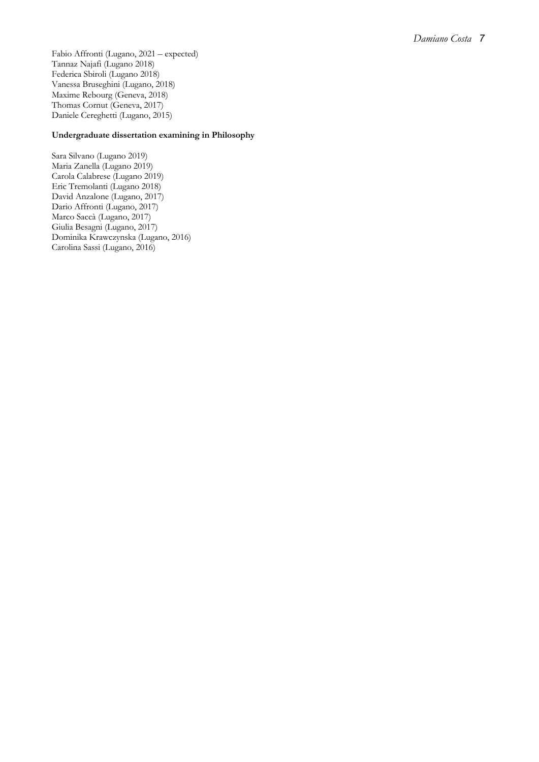Fabio Affronti (Lugano, 2021 – expected)
Tannaz Najafi (Lugano 2018)
Federica Sbiroli (Lugano 2018)
Vanessa Bruseghini (Lugano, 2018)
Maxime Rebourg (Geneva, 2018)
Thomas Cornut (Geneva, 2017)
Daniele Cereghetti (Lugano, 2015)

**Undergraduate dissertation examining in Philosophy**

Sara Silvano (Lugano 2019)
Maria Zanella (Lugano 2019)
Carola Calabrese (Lugano 2019)
Eric Tremolanti (Lugano 2018)
David Anzalone (Lugano, 2017)
Dario Affronti (Lugano, 2017)
Marco Saccà (Lugano, 2017)
Giulia Besagni (Lugano, 2017)
Dominika Krawczynska (Lugano, 2016)
Carolina Sassi (Lugano, 2016)